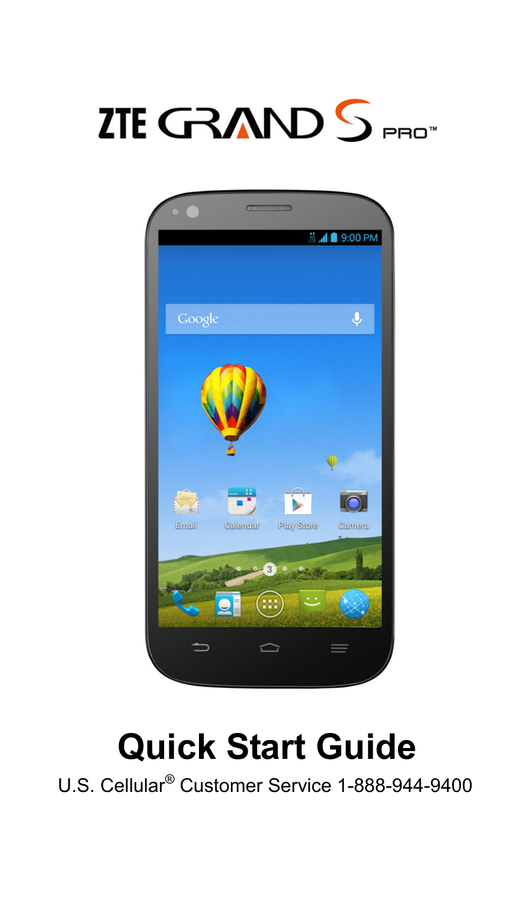# ZTE GRAND S PRO™

# Quick Start Guide

U.S. Cellular® Customer Service 1-888-944-9400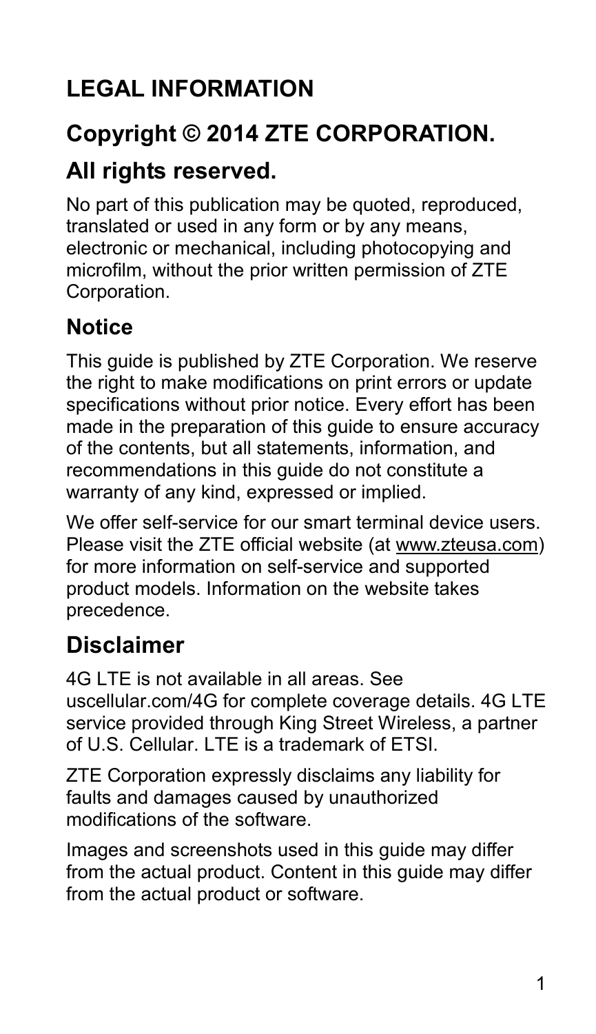# LEGAL INFORMATION

## Copyright © 2014 ZTE CORPORATION.

## All rights reserved.

No part of this publication may be quoted, reproduced, translated or used in any form or by any means, electronic or mechanical, including photocopying and microfilm, without the prior written permission of ZTE Corporation.

### Notice

This guide is published by ZTE Corporation. We reserve the right to make modifications on print errors or update specifications without prior notice. Every effort has been made in the preparation of this guide to ensure accuracy of the contents, but all statements, information, and recommendations in this guide do not constitute a warranty of any kind, expressed or implied.

We offer self-service for our smart terminal device users. Please visit the ZTE official website (at www.zteusa.com) for more information on self-service and supported product models. Information on the website takes precedence.

## Disclaimer

4G LTE is not available in all areas. See uscellular.com/4G for complete coverage details. 4G LTE service provided through King Street Wireless, a partner of U.S. Cellular. LTE is a trademark of ETSI.

ZTE Corporation expressly disclaims any liability for faults and damages caused by unauthorized modifications of the software.

Images and screenshots used in this guide may differ from the actual product. Content in this guide may differ from the actual product or software.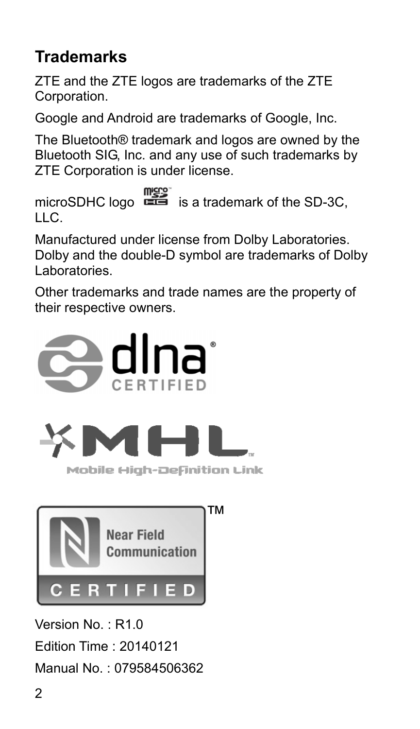## Trademarks

ZTE and the ZTE logos are trademarks of the ZTE Corporation.

Google and Android are trademarks of Google, Inc.

The Bluetooth® trademark and logos are owned by the Bluetooth SIG, Inc. and any use of such trademarks by ZTE Corporation is under license.

microSDHC logo is a trademark of the SD-3C, LLC.

Manufactured under license from Dolby Laboratories. Dolby and the double-D symbol are trademarks of Dolby Laboratories.

Other trademarks and trade names are the property of their respective owners.

Version No. : R1.0

Edition Time : 20140121

Manual No. : 079584506362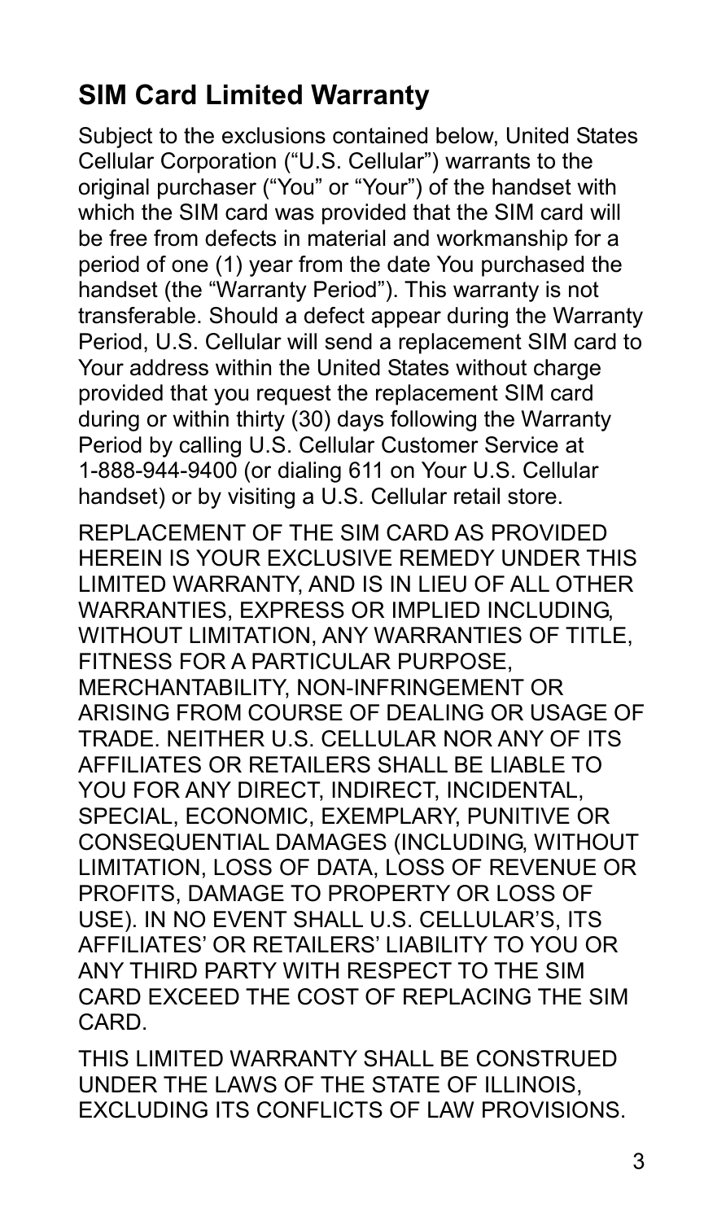## SIM Card Limited Warranty

Subject to the exclusions contained below, United States Cellular Corporation ("U.S. Cellular") warrants to the original purchaser ("You" or "Your") of the handset with which the SIM card was provided that the SIM card will be free from defects in material and workmanship for a period of one (1) year from the date You purchased the handset (the "Warranty Period"). This warranty is not transferable. Should a defect appear during the Warranty Period, U.S. Cellular will send a replacement SIM card to Your address within the United States without charge provided that you request the replacement SIM card during or within thirty (30) days following the Warranty Period by calling U.S. Cellular Customer Service at 1-888-944-9400 (or dialing 611 on Your U.S. Cellular handset) or by visiting a U.S. Cellular retail store.

REPLACEMENT OF THE SIM CARD AS PROVIDED HEREIN IS YOUR EXCLUSIVE REMEDY UNDER THIS LIMITED WARRANTY, AND IS IN LIEU OF ALL OTHER WARRANTIES, EXPRESS OR IMPLIED INCLUDING, WITHOUT LIMITATION, ANY WARRANTIES OF TITLE, FITNESS FOR A PARTICULAR PURPOSE, MERCHANTABILITY, NON-INFRINGEMENT OR ARISING FROM COURSE OF DEALING OR USAGE OF TRADE. NEITHER U.S. CELLULAR NOR ANY OF ITS AFFILIATES OR RETAILERS SHALL BE LIABLE TO YOU FOR ANY DIRECT, INDIRECT, INCIDENTAL, SPECIAL, ECONOMIC, EXEMPLARY, PUNITIVE OR CONSEQUENTIAL DAMAGES (INCLUDING, WITHOUT LIMITATION, LOSS OF DATA, LOSS OF REVENUE OR PROFITS, DAMAGE TO PROPERTY OR LOSS OF USE). IN NO EVENT SHALL U.S. CELLULAR'S, ITS AFFILIATES' OR RETAILERS' LIABILITY TO YOU OR ANY THIRD PARTY WITH RESPECT TO THE SIM CARD EXCEED THE COST OF REPLACING THE SIM CARD.

THIS LIMITED WARRANTY SHALL BE CONSTRUED UNDER THE LAWS OF THE STATE OF ILLINOIS, EXCLUDING ITS CONFLICTS OF LAW PROVISIONS.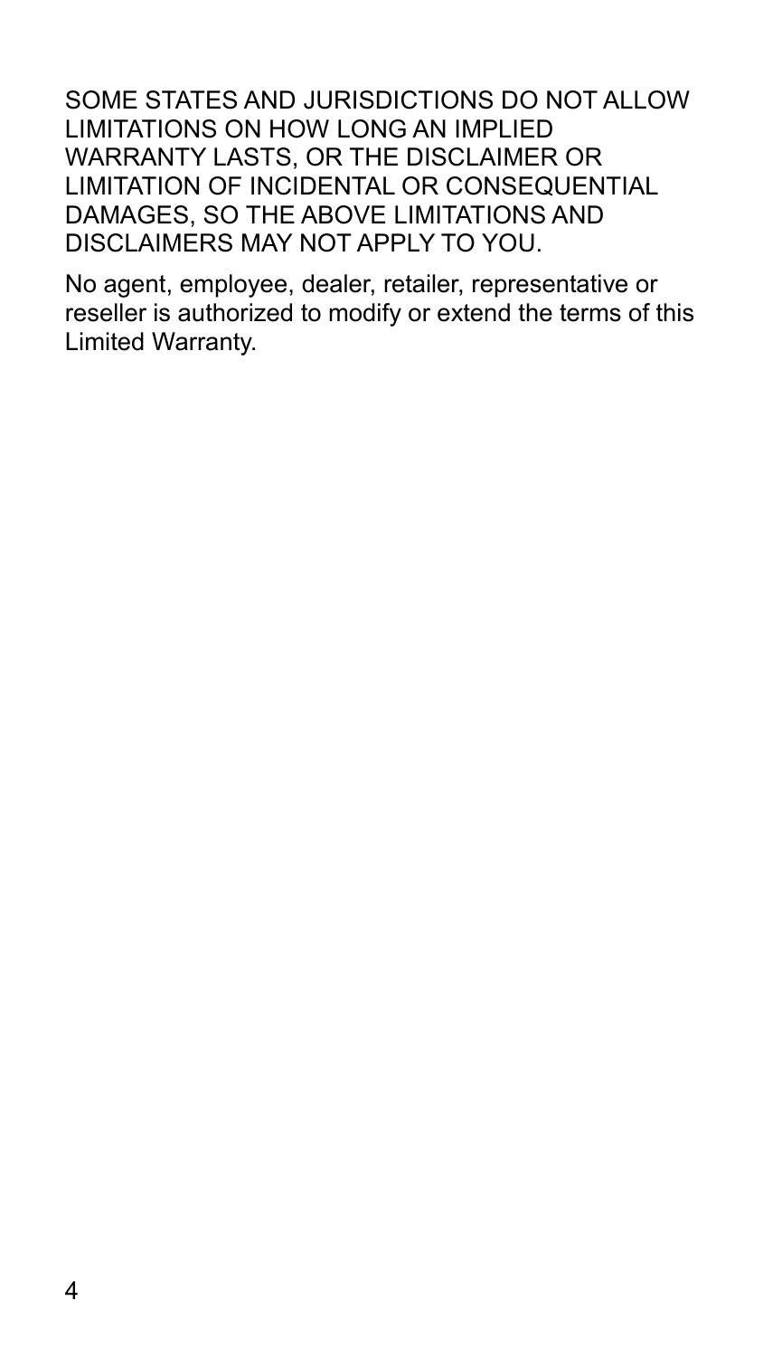SOME STATES AND JURISDICTIONS DO NOT ALLOW LIMITATIONS ON HOW LONG AN IMPLIED WARRANTY LASTS, OR THE DISCLAIMER OR LIMITATION OF INCIDENTAL OR CONSEQUENTIAL DAMAGES, SO THE ABOVE LIMITATIONS AND DISCLAIMERS MAY NOT APPLY TO YOU.

No agent, employee, dealer, retailer, representative or reseller is authorized to modify or extend the terms of this Limited Warranty.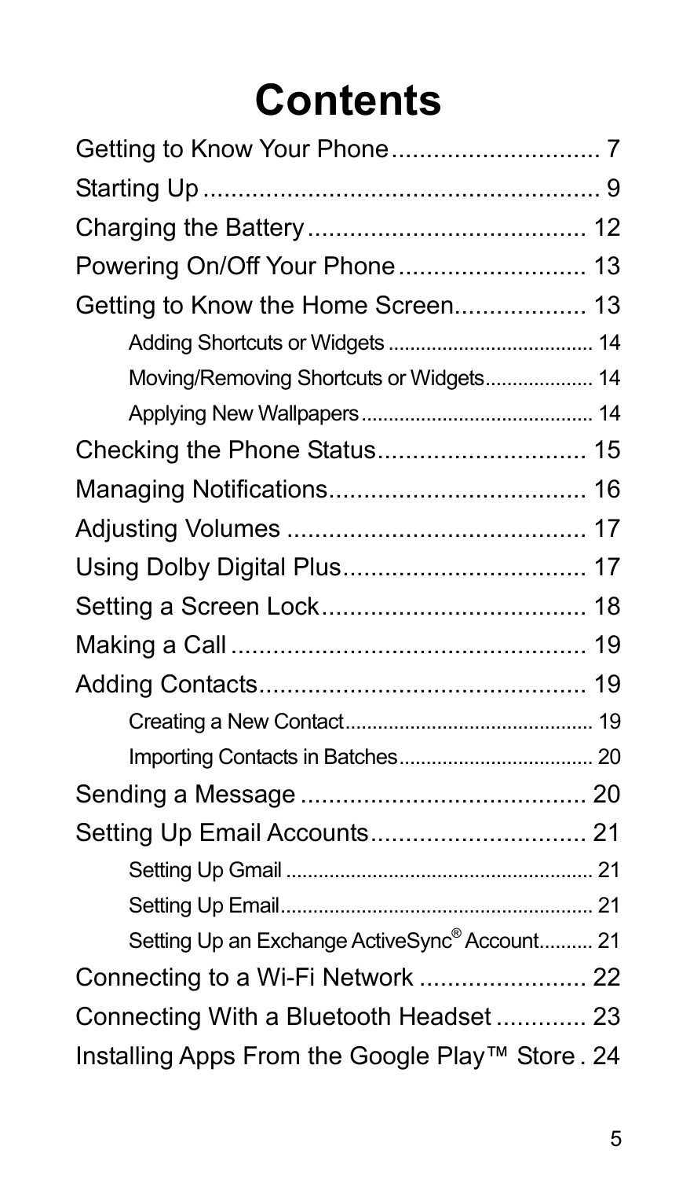# Contents

Getting to Know Your Phone .............................. 7

Starting Up ......................................................... 9

Charging the Battery ........................................ 12

Powering On/Off Your Phone ........................... 13

Getting to Know the Home Screen ................... 13

- Adding Shortcuts or Widgets ...................................... 14
- Moving/Removing Shortcuts or Widgets .................... 14
- Applying New Wallpapers ........................................... 14

Checking the Phone Status .............................. 15

Managing Notifications ..................................... 16

Adjusting Volumes ........................................... 17

Using Dolby Digital Plus ................................... 17

Setting a Screen Lock ...................................... 18

Making a Call .................................................... 19

Adding Contacts ............................................... 19

- Creating a New Contact .............................................. 19
- Importing Contacts in Batches .................................... 20

Sending a Message .......................................... 20

Setting Up Email Accounts ............................... 21

- Setting Up Gmail ......................................................... 21
- Setting Up Email .......................................................... 21
- Setting Up an Exchange ActiveSync® Account .......... 21

Connecting to a Wi-Fi Network ........................ 22

Connecting With a Bluetooth Headset ............. 23

Installing Apps From the Google Play™ Store . 24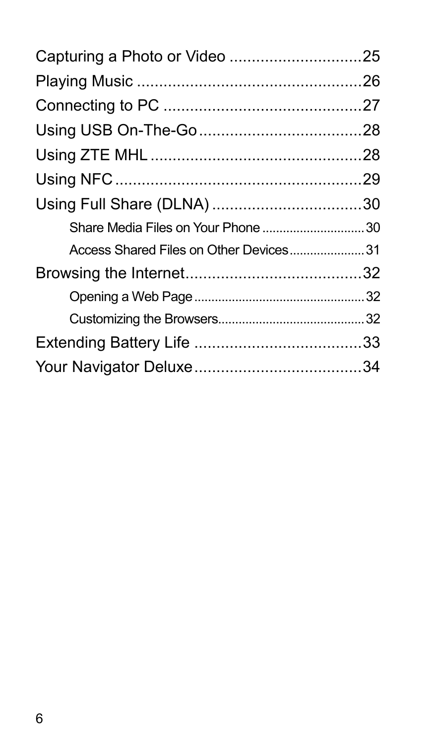Capturing a Photo or Video .............................25

Playing Music ..................................................26

Connecting to PC ............................................27

Using USB On-The-Go.....................................28

Using ZTE MHL ...............................................28

Using NFC .......................................................29

Using Full Share (DLNA) .................................30

- Share Media Files on Your Phone ..............................30
- Access Shared Files on Other Devices......................31

Browsing the Internet.......................................32

- Opening a Web Page...................................................32
- Customizing the Browsers...........................................32

Extending Battery Life .....................................33

Your Navigator Deluxe.....................................34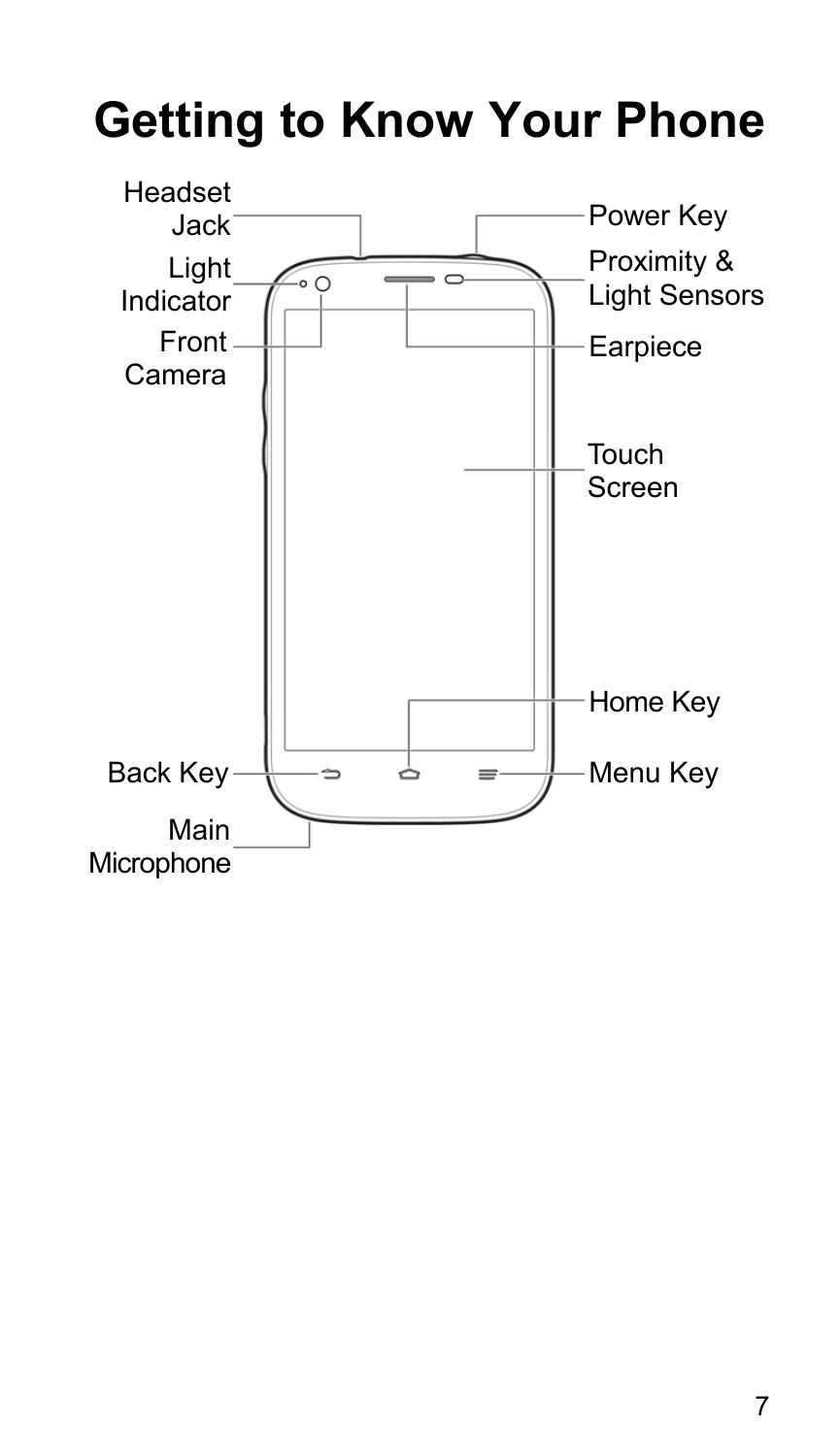# Getting to Know Your Phone

Headset Jack

Light Indicator

Front Camera

Power Key

Proximity & Light Sensors

Earpiece

Touch Screen

Home Key

Back Key

Menu Key

Main Microphone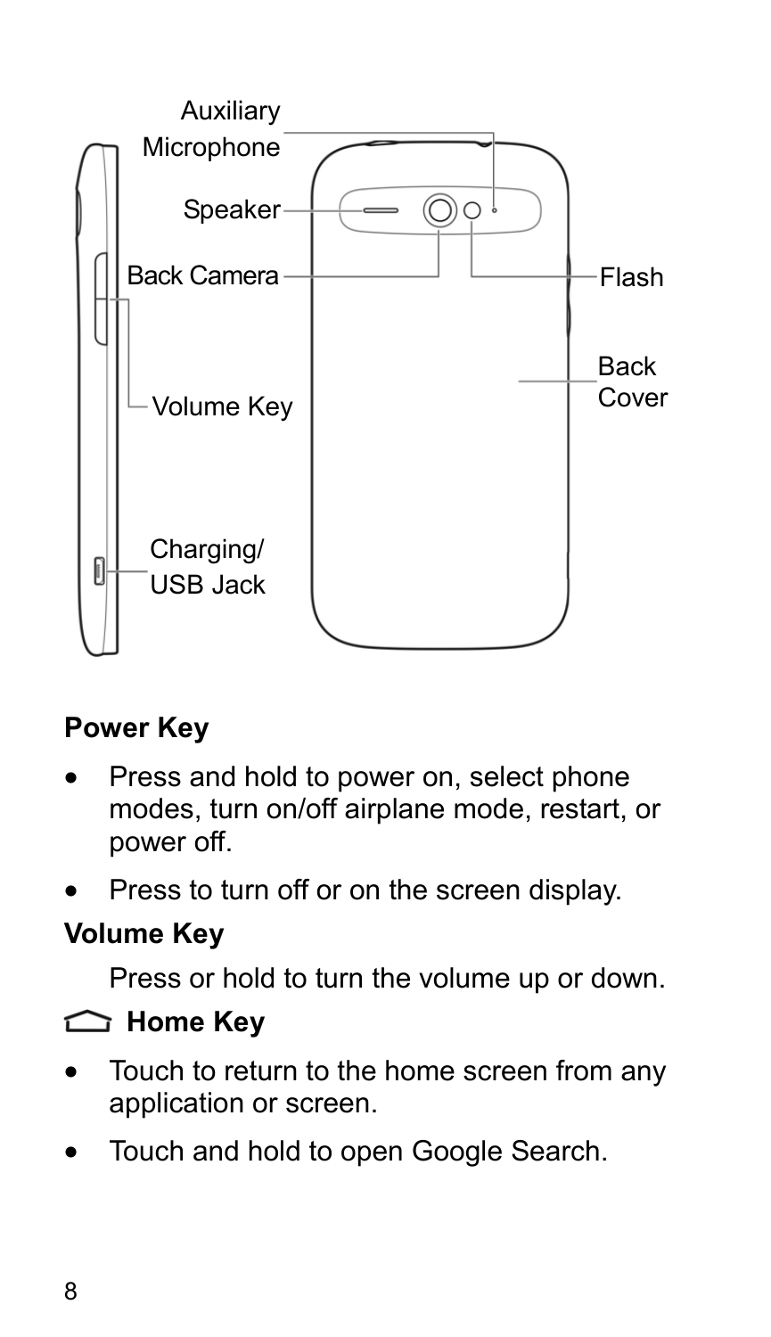Auxiliary Microphone

Speaker

Back Camera

Flash

Back Cover

Volume Key

Charging/ USB Jack

**Power Key**

- Press and hold to power on, select phone modes, turn on/off airplane mode, restart, or power off.
- Press to turn off or on the screen display.

**Volume Key**

Press or hold to turn the volume up or down.

**Home Key**

- Touch to return to the home screen from any application or screen.
- Touch and hold to open Google Search.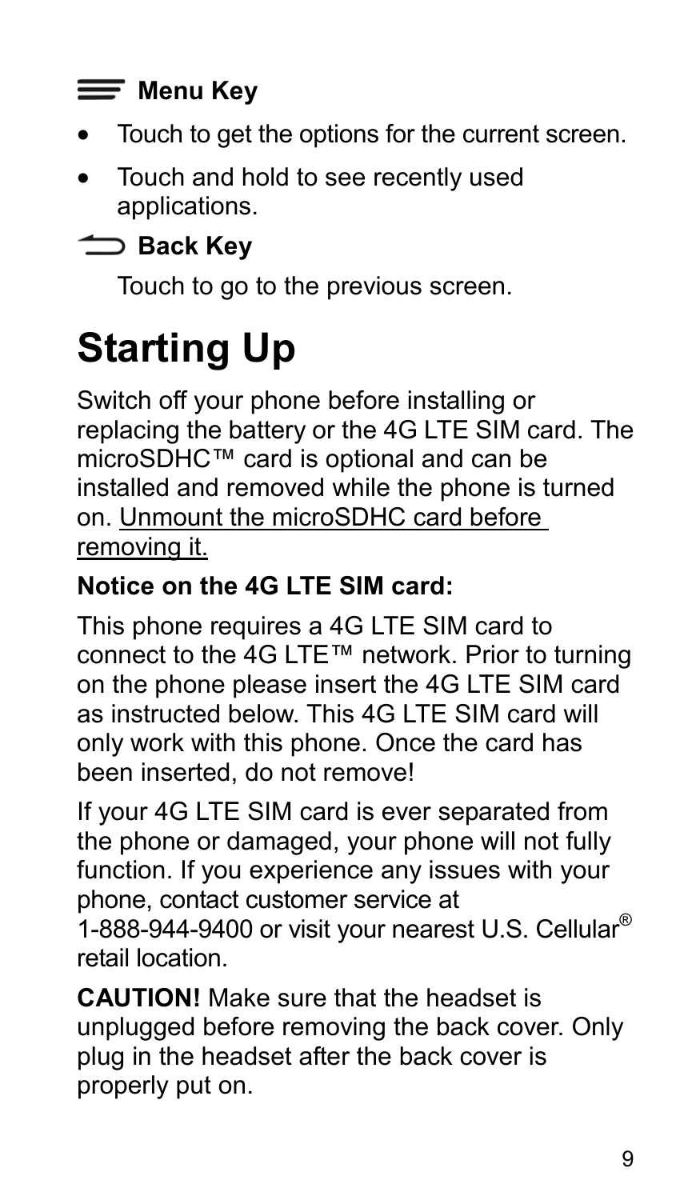**Menu Key**

- Touch to get the options for the current screen.
- Touch and hold to see recently used applications.

**Back Key**

Touch to go to the previous screen.

# Starting Up

Switch off your phone before installing or replacing the battery or the 4G LTE SIM card. The microSDHC™ card is optional and can be installed and removed while the phone is turned on. <u>Unmount the microSDHC card before removing it.</u>

**Notice on the 4G LTE SIM card:**

This phone requires a 4G LTE SIM card to connect to the 4G LTE™ network. Prior to turning on the phone please insert the 4G LTE SIM card as instructed below. This 4G LTE SIM card will only work with this phone. Once the card has been inserted, do not remove!

If your 4G LTE SIM card is ever separated from the phone or damaged, your phone will not fully function. If you experience any issues with your phone, contact customer service at 1-888-944-9400 or visit your nearest U.S. Cellular® retail location.

**CAUTION!** Make sure that the headset is unplugged before removing the back cover. Only plug in the headset after the back cover is properly put on.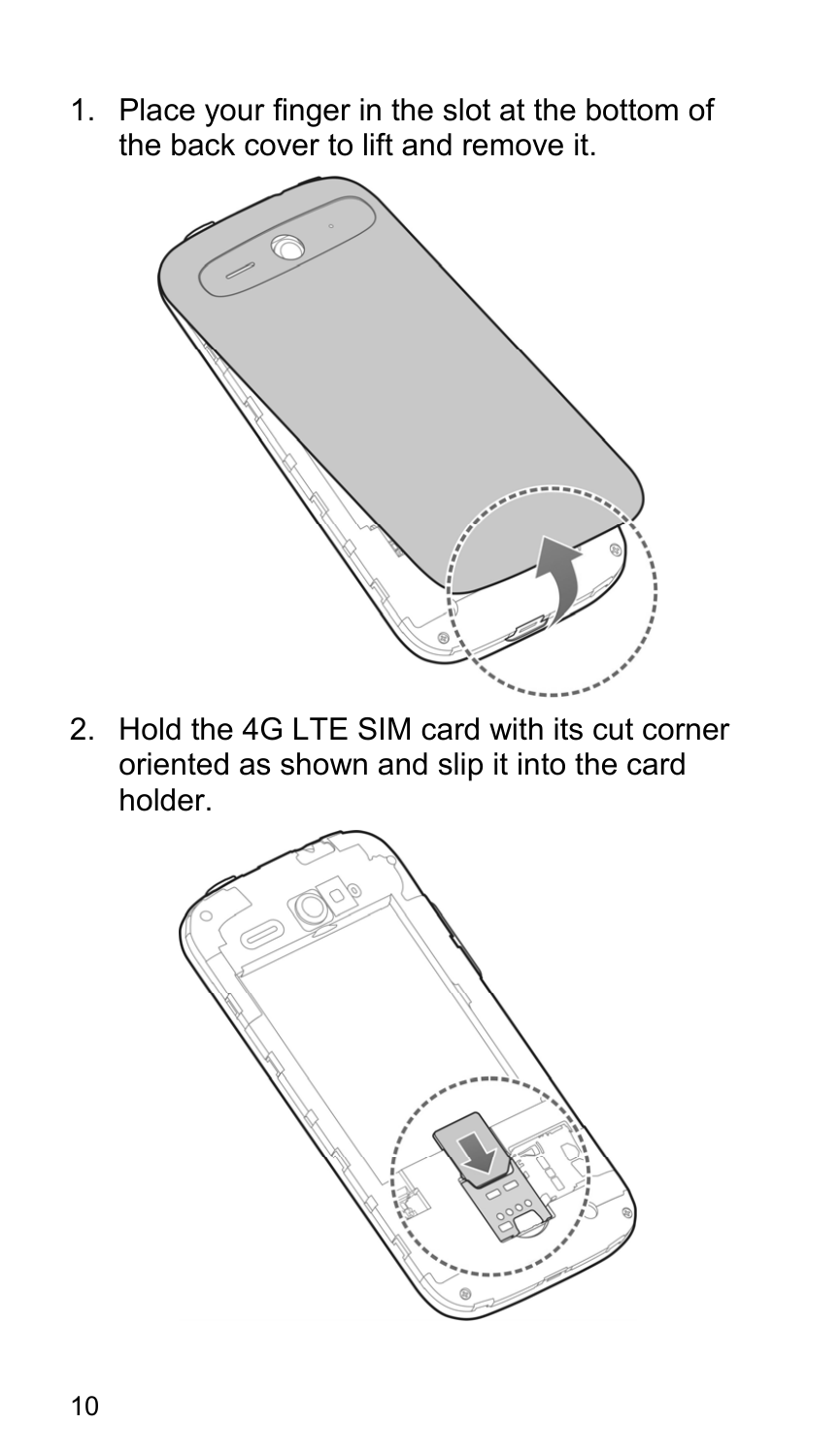1. Place your finger in the slot at the bottom of the back cover to lift and remove it.

2. Hold the 4G LTE SIM card with its cut corner oriented as shown and slip it into the card holder.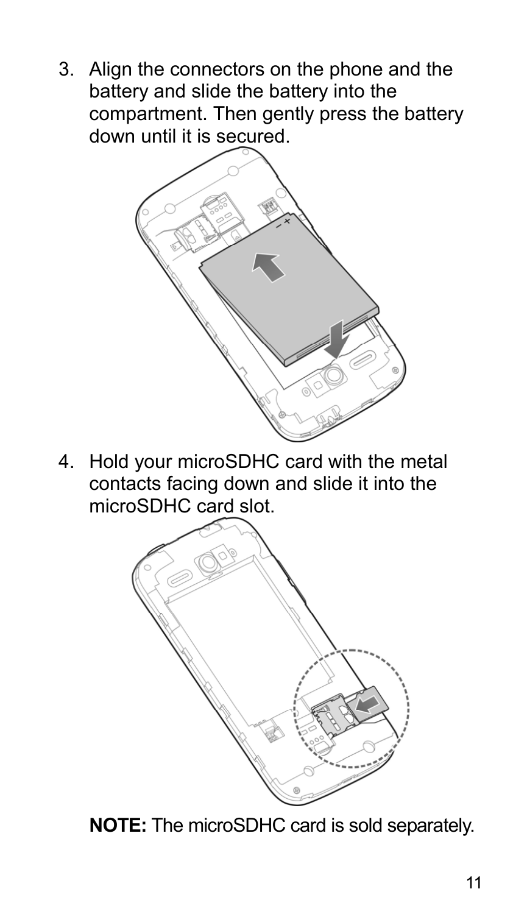3. Align the connectors on the phone and the battery and slide the battery into the compartment. Then gently press the battery down until it is secured.

4. Hold your microSDHC card with the metal contacts facing down and slide it into the microSDHC card slot.

**NOTE:** The microSDHC card is sold separately.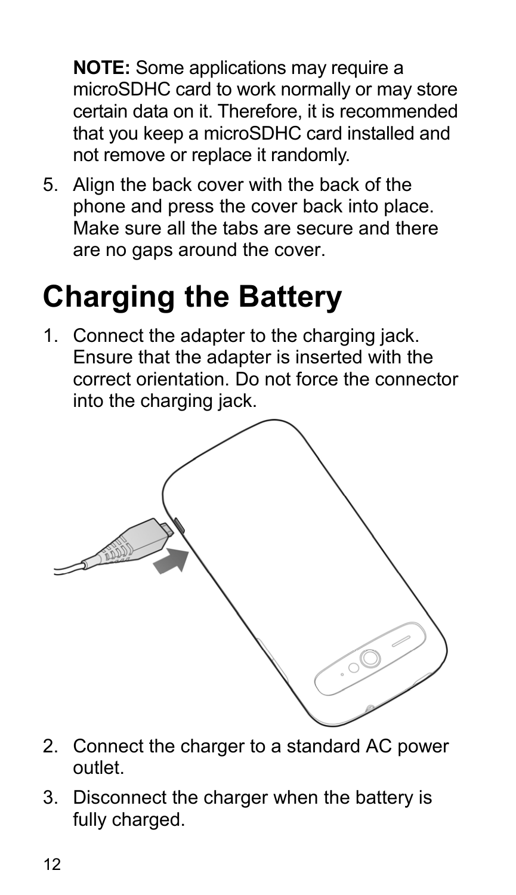**NOTE:** Some applications may require a microSDHC card to work normally or may store certain data on it. Therefore, it is recommended that you keep a microSDHC card installed and not remove or replace it randomly.

5. Align the back cover with the back of the phone and press the cover back into place. Make sure all the tabs are secure and there are no gaps around the cover.

# Charging the Battery

1. Connect the adapter to the charging jack. Ensure that the adapter is inserted with the correct orientation. Do not force the connector into the charging jack.

2. Connect the charger to a standard AC power outlet.

3. Disconnect the charger when the battery is fully charged.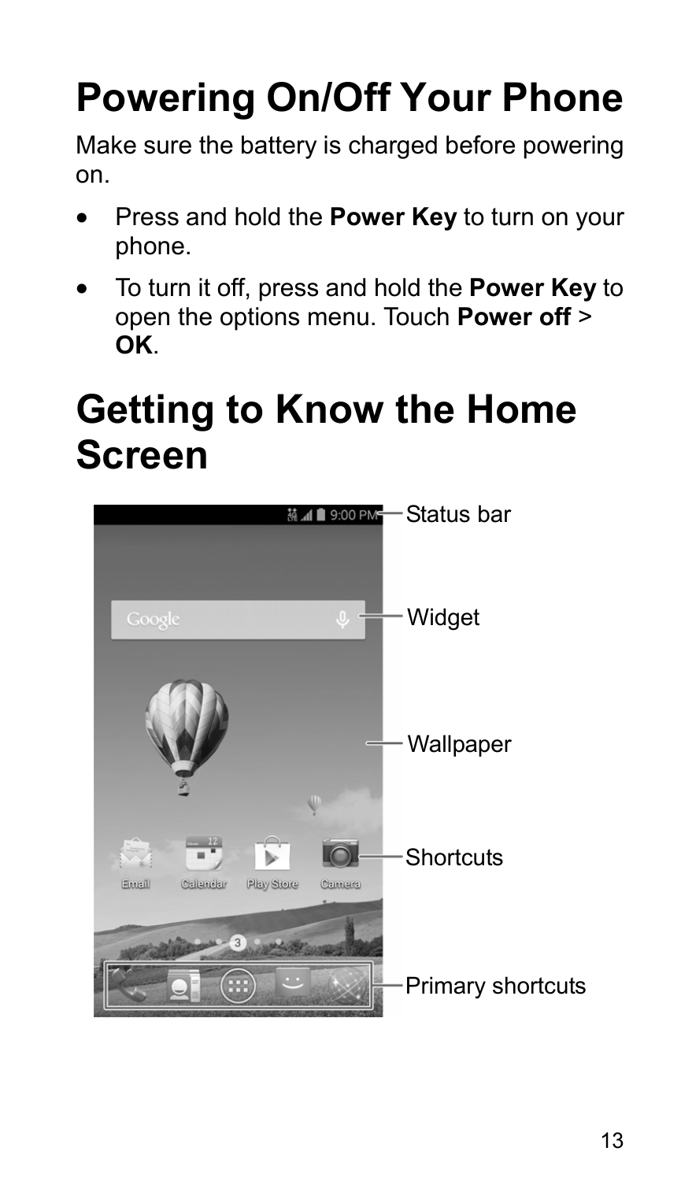# Powering On/Off Your Phone

Make sure the battery is charged before powering on.

- Press and hold the **Power Key** to turn on your phone.
- To turn it off, press and hold the **Power Key** to open the options menu. Touch **Power off** > **OK**.

# Getting to Know the Home Screen

Status bar

Widget

Wallpaper

Shortcuts

Primary shortcuts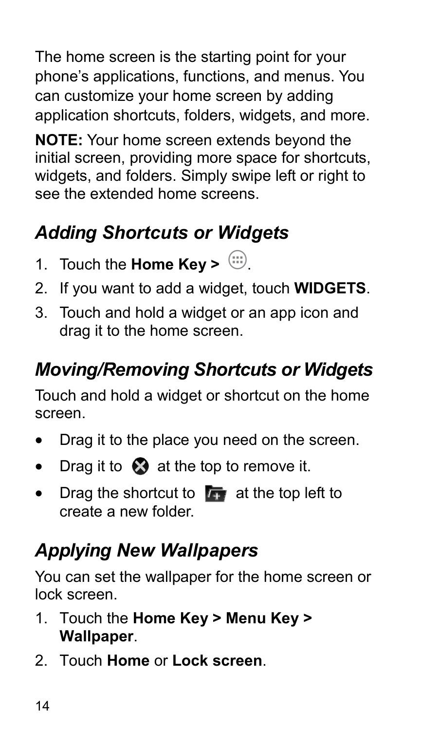The home screen is the starting point for your phone's applications, functions, and menus. You can customize your home screen by adding application shortcuts, folders, widgets, and more.

**NOTE:** Your home screen extends beyond the initial screen, providing more space for shortcuts, widgets, and folders. Simply swipe left or right to see the extended home screens.

## *Adding Shortcuts or Widgets*

1. Touch the **Home Key >** .
2. If you want to add a widget, touch **WIDGETS**.
3. Touch and hold a widget or an app icon and drag it to the home screen.

## *Moving/Removing Shortcuts or Widgets*

Touch and hold a widget or shortcut on the home screen.

- Drag it to the place you need on the screen.
- Drag it to  at the top to remove it.
- Drag the shortcut to  at the top left to create a new folder.

## *Applying New Wallpapers*

You can set the wallpaper for the home screen or lock screen.

1. Touch the **Home Key > Menu Key > Wallpaper**.
2. Touch **Home** or **Lock screen**.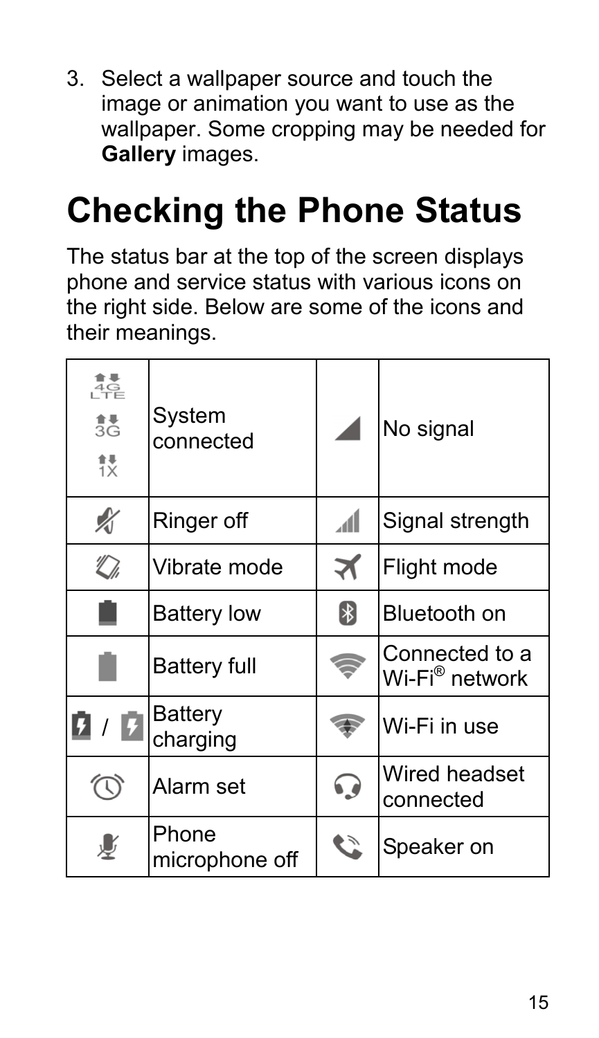3. Select a wallpaper source and touch the image or animation you want to use as the wallpaper. Some cropping may be needed for **Gallery** images.

# Checking the Phone Status

The status bar at the top of the screen displays phone and service status with various icons on the right side. Below are some of the icons and their meanings.

| | | | |
|---|---|---|---|
| 4G LTE 3G 1X | System connected | | No signal |
| | Ringer off | | Signal strength |
| | Vibrate mode | | Flight mode |
| | Battery low | | Bluetooth on |
| | Battery full | | Connected to a Wi-Fi® network |
| / | Battery charging | | Wi-Fi in use |
| | Alarm set | | Wired headset connected |
| | Phone microphone off | | Speaker on |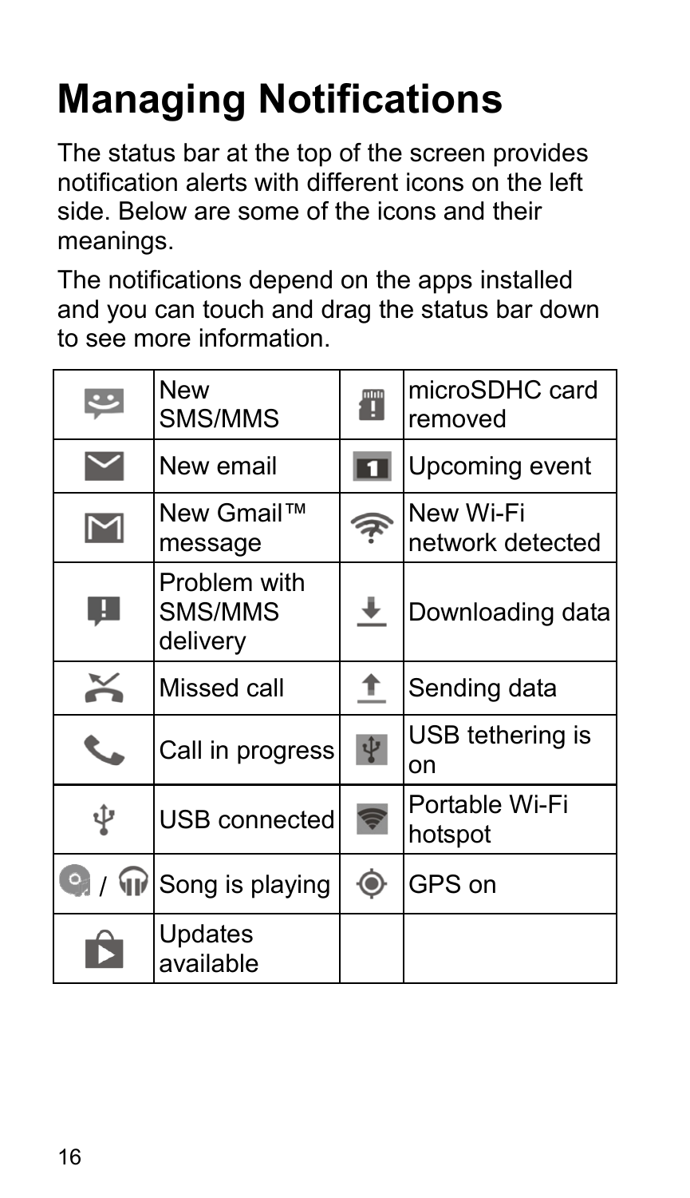# Managing Notifications

The status bar at the top of the screen provides notification alerts with different icons on the left side. Below are some of the icons and their meanings.

The notifications depend on the apps installed and you can touch and drag the status bar down to see more information.

| | | | |
|---|---|---|---|
| | New SMS/MMS | | microSDHC card removed |
| | New email | | Upcoming event |
| | New Gmail™ message | | New Wi-Fi network detected |
| | Problem with SMS/MMS delivery | | Downloading data |
| | Missed call | | Sending data |
| | Call in progress | | USB tethering is on |
| | USB connected | | Portable Wi-Fi hotspot |
| / | Song is playing | | GPS on |
| | Updates available | | |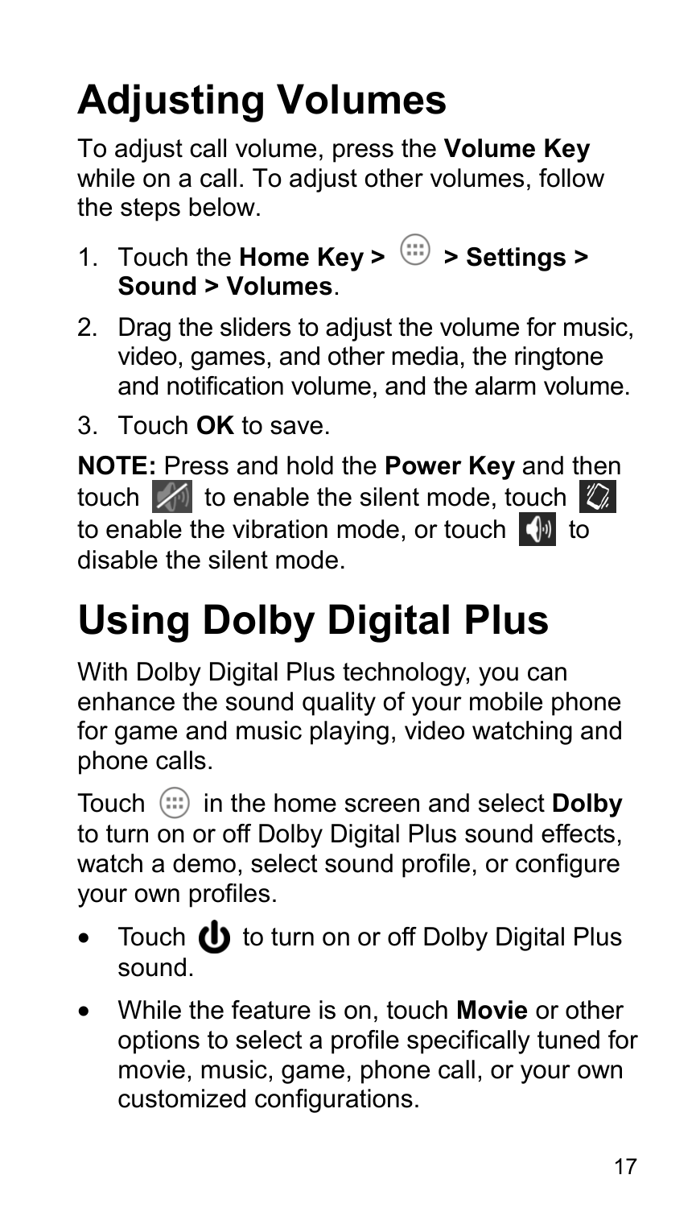# Adjusting Volumes

To adjust call volume, press the **Volume Key** while on a call. To adjust other volumes, follow the steps below.

1. Touch the **Home Key >** **> Settings > Sound > Volumes**.
2. Drag the sliders to adjust the volume for music, video, games, and other media, the ringtone and notification volume, and the alarm volume.
3. Touch **OK** to save.

**NOTE:** Press and hold the **Power Key** and then touch to enable the silent mode, touch to enable the vibration mode, or touch to disable the silent mode.

# Using Dolby Digital Plus

With Dolby Digital Plus technology, you can enhance the sound quality of your mobile phone for game and music playing, video watching and phone calls.

Touch in the home screen and select **Dolby** to turn on or off Dolby Digital Plus sound effects, watch a demo, select sound profile, or configure your own profiles.

- Touch to turn on or off Dolby Digital Plus sound.
- While the feature is on, touch **Movie** or other options to select a profile specifically tuned for movie, music, game, phone call, or your own customized configurations.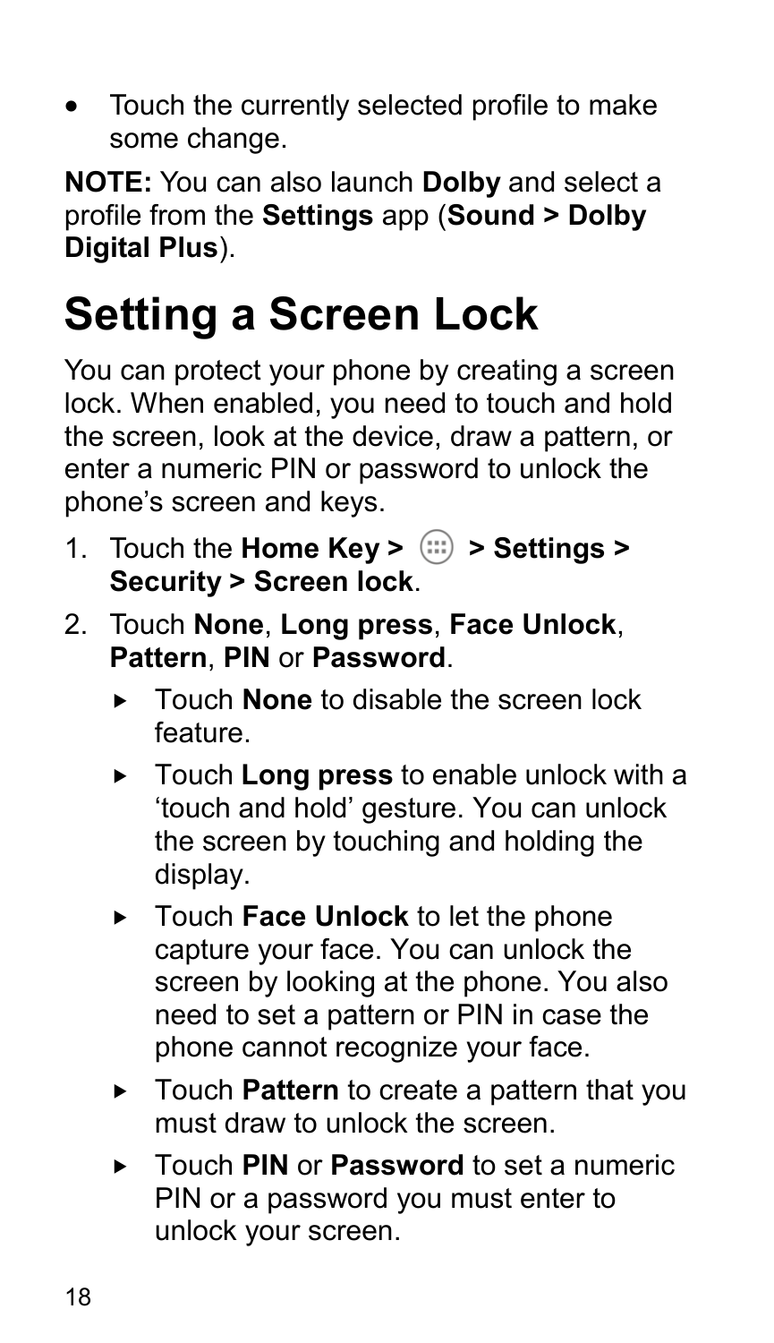- Touch the currently selected profile to make some change.

**NOTE:** You can also launch **Dolby** and select a profile from the **Settings** app (**Sound > Dolby Digital Plus**).

# Setting a Screen Lock

You can protect your phone by creating a screen lock. When enabled, you need to touch and hold the screen, look at the device, draw a pattern, or enter a numeric PIN or password to unlock the phone's screen and keys.

1. Touch the **Home Key >** (:::) **> Settings > Security > Screen lock**.
2. Touch **None**, **Long press**, **Face Unlock**, **Pattern**, **PIN** or **Password**.
   - Touch **None** to disable the screen lock feature.
   - Touch **Long press** to enable unlock with a 'touch and hold' gesture. You can unlock the screen by touching and holding the display.
   - Touch **Face Unlock** to let the phone capture your face. You can unlock the screen by looking at the phone. You also need to set a pattern or PIN in case the phone cannot recognize your face.
   - Touch **Pattern** to create a pattern that you must draw to unlock the screen.
   - Touch **PIN** or **Password** to set a numeric PIN or a password you must enter to unlock your screen.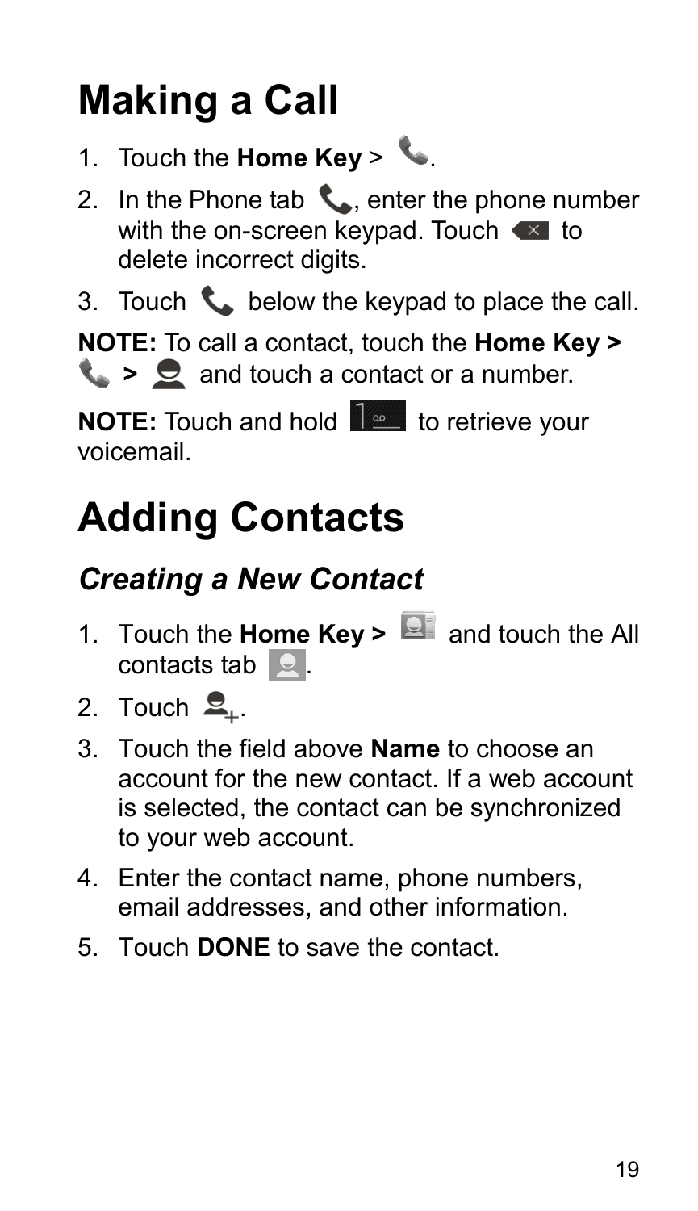# Making a Call

1. Touch the **Home Key** > .
2. In the Phone tab , enter the phone number with the on-screen keypad. Touch  to delete incorrect digits.
3. Touch  below the keypad to place the call.

**NOTE:** To call a contact, touch the **Home Key >**  **>**  and touch a contact or a number.

**NOTE:** Touch and hold  to retrieve your voicemail.

# Adding Contacts

## *Creating a New Contact*

1. Touch the **Home Key >**  and touch the All contacts tab .
2. Touch .
3. Touch the field above **Name** to choose an account for the new contact. If a web account is selected, the contact can be synchronized to your web account.
4. Enter the contact name, phone numbers, email addresses, and other information.
5. Touch **DONE** to save the contact.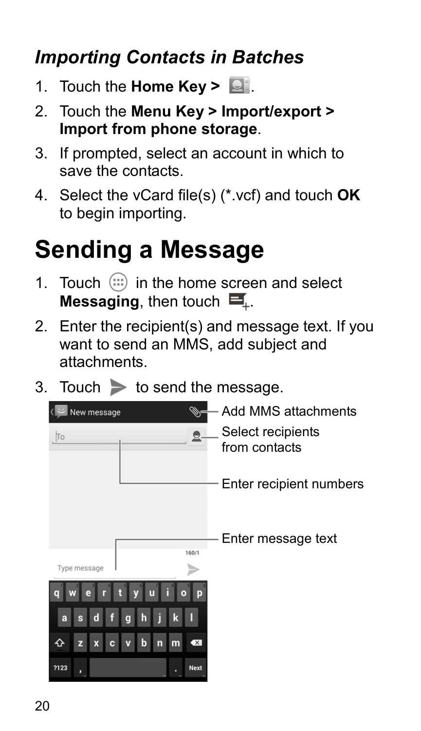### *Importing Contacts in Batches*

1. Touch the **Home Key >** .
2. Touch the **Menu Key > Import/export > Import from phone storage**.
3. If prompted, select an account in which to save the contacts.
4. Select the vCard file(s) (*.vcf) and touch **OK** to begin importing.

# Sending a Message

1. Touch in the home screen and select **Messaging**, then touch .
2. Enter the recipient(s) and message text. If you want to send an MMS, add subject and attachments.
3. Touch to send the message.

Add MMS attachments

Select recipients from contacts

Enter recipient numbers

Enter message text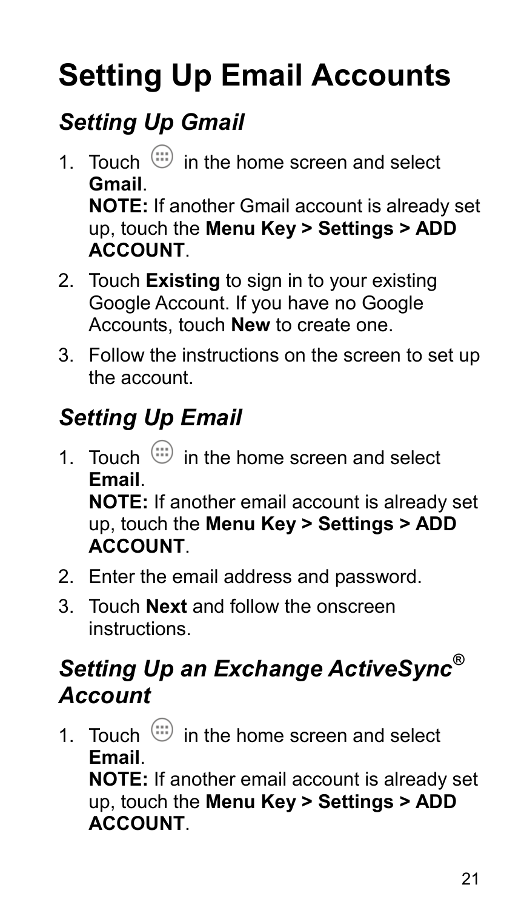# Setting Up Email Accounts

## *Setting Up Gmail*

1. Touch ⊞ in the home screen and select **Gmail**.
   **NOTE:** If another Gmail account is already set up, touch the **Menu Key > Settings > ADD ACCOUNT**.
2. Touch **Existing** to sign in to your existing Google Account. If you have no Google Accounts, touch **New** to create one.
3. Follow the instructions on the screen to set up the account.

## *Setting Up Email*

1. Touch ⊞ in the home screen and select **Email**.
   **NOTE:** If another email account is already set up, touch the **Menu Key > Settings > ADD ACCOUNT**.
2. Enter the email address and password.
3. Touch **Next** and follow the onscreen instructions.

## *Setting Up an Exchange ActiveSync® Account*

1. Touch ⊞ in the home screen and select **Email**.
   **NOTE:** If another email account is already set up, touch the **Menu Key > Settings > ADD ACCOUNT**.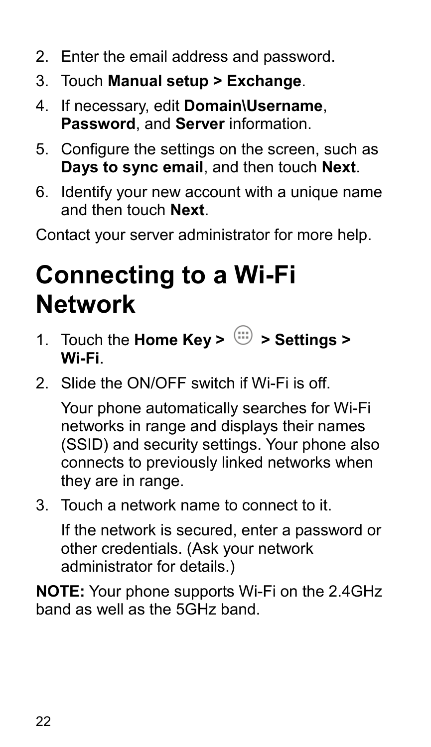2. Enter the email address and password.
3. Touch **Manual setup > Exchange**.
4. If necessary, edit **Domain\Username**, **Password**, and **Server** information.
5. Configure the settings on the screen, such as **Days to sync email**, and then touch **Next**.
6. Identify your new account with a unique name and then touch **Next**.

Contact your server administrator for more help.

# Connecting to a Wi-Fi Network

1. Touch the **Home Key >** ⓘ **> Settings > Wi-Fi**.
2. Slide the ON/OFF switch if Wi-Fi is off.

   Your phone automatically searches for Wi-Fi networks in range and displays their names (SSID) and security settings. Your phone also connects to previously linked networks when they are in range.

3. Touch a network name to connect to it.

   If the network is secured, enter a password or other credentials. (Ask your network administrator for details.)

**NOTE:** Your phone supports Wi-Fi on the 2.4GHz band as well as the 5GHz band.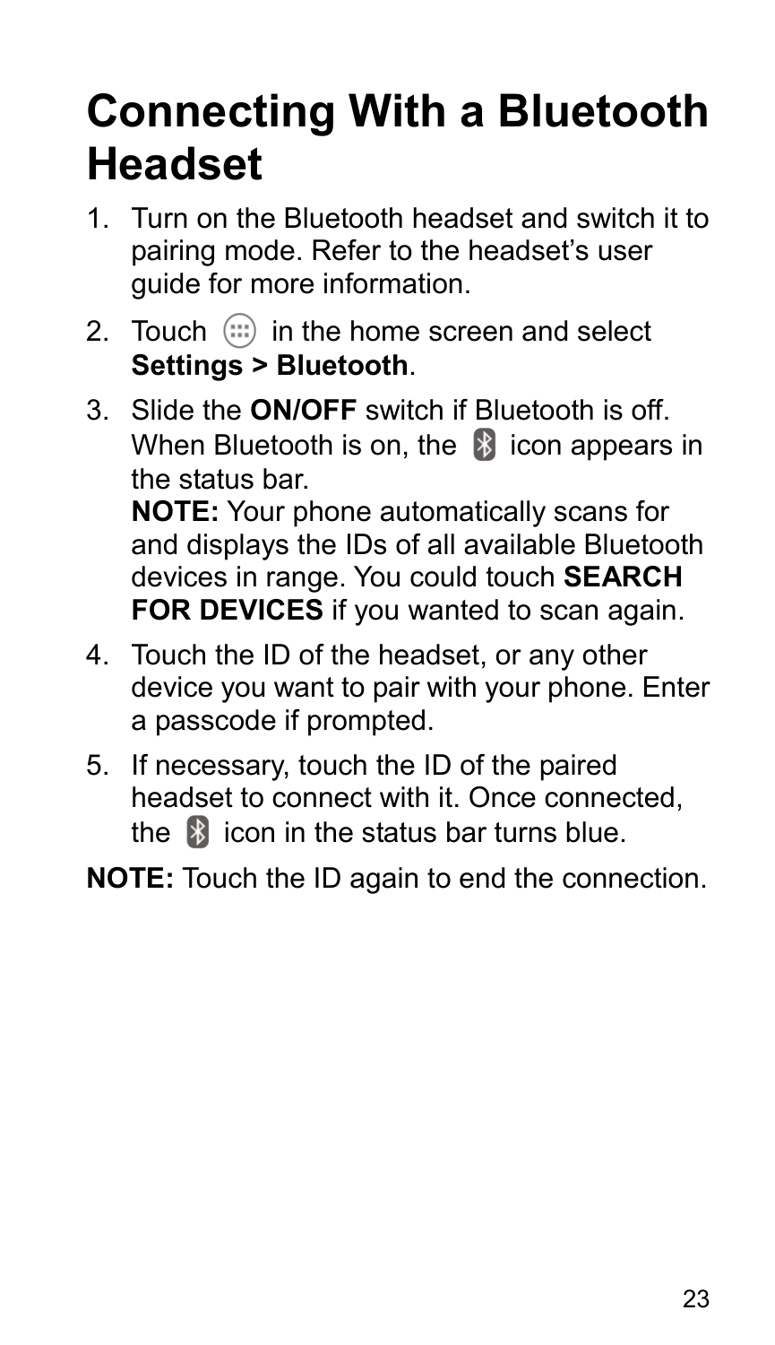# Connecting With a Bluetooth Headset

1. Turn on the Bluetooth headset and switch it to pairing mode. Refer to the headset's user guide for more information.
2. Touch in the home screen and select **Settings > Bluetooth**.
3. Slide the **ON/OFF** switch if Bluetooth is off. When Bluetooth is on, the icon appears in the status bar.
   **NOTE:** Your phone automatically scans for and displays the IDs of all available Bluetooth devices in range. You could touch **SEARCH FOR DEVICES** if you wanted to scan again.
4. Touch the ID of the headset, or any other device you want to pair with your phone. Enter a passcode if prompted.
5. If necessary, touch the ID of the paired headset to connect with it. Once connected, the icon in the status bar turns blue.

**NOTE:** Touch the ID again to end the connection.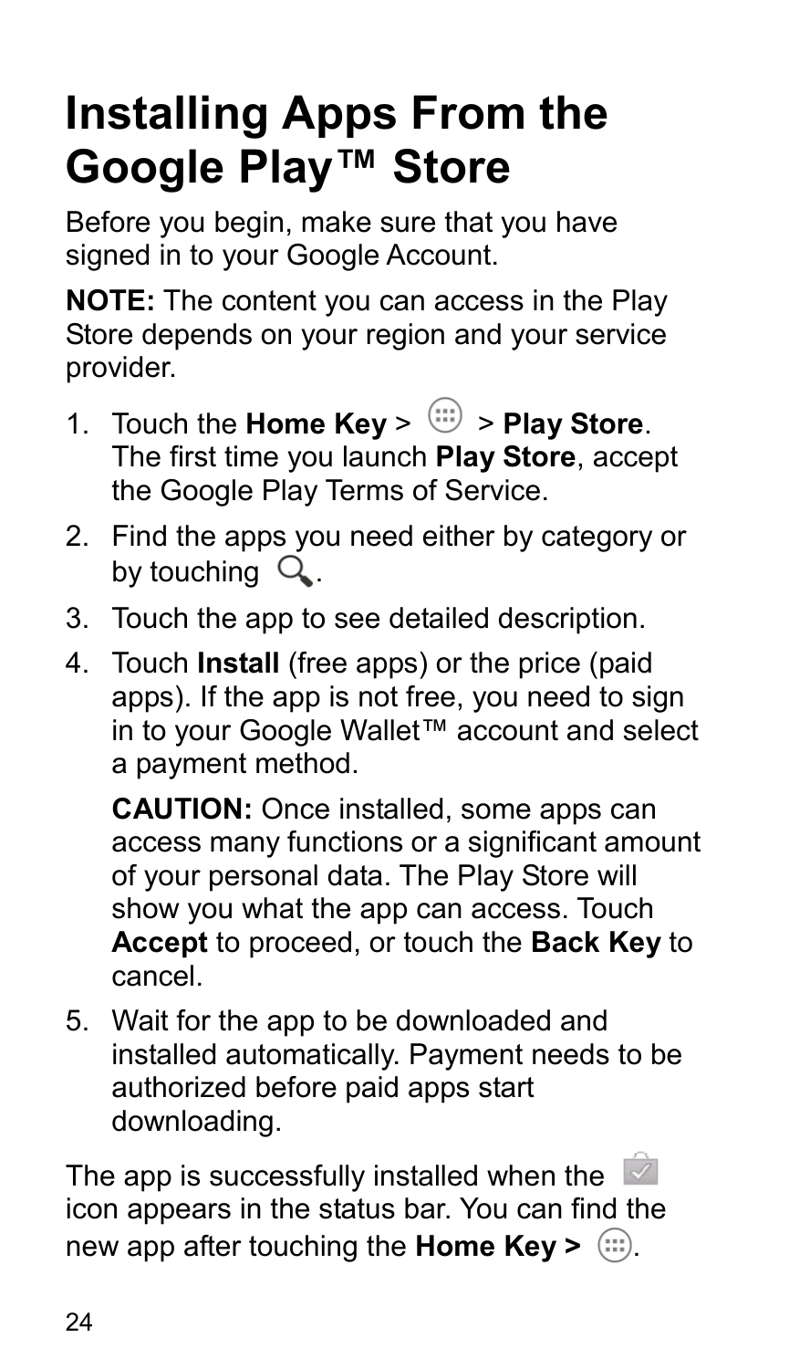# Installing Apps From the Google Play™ Store

Before you begin, make sure that you have signed in to your Google Account.

**NOTE:** The content you can access in the Play Store depends on your region and your service provider.

1. Touch the **Home Key** > > **Play Store**. The first time you launch **Play Store**, accept the Google Play Terms of Service.
2. Find the apps you need either by category or by touching .
3. Touch the app to see detailed description.
4. Touch **Install** (free apps) or the price (paid apps). If the app is not free, you need to sign in to your Google Wallet™ account and select a payment method.

   **CAUTION:** Once installed, some apps can access many functions or a significant amount of your personal data. The Play Store will show you what the app can access. Touch **Accept** to proceed, or touch the **Back Key** to cancel.
5. Wait for the app to be downloaded and installed automatically. Payment needs to be authorized before paid apps start downloading.

The app is successfully installed when the icon appears in the status bar. You can find the new app after touching the **Home Key >** .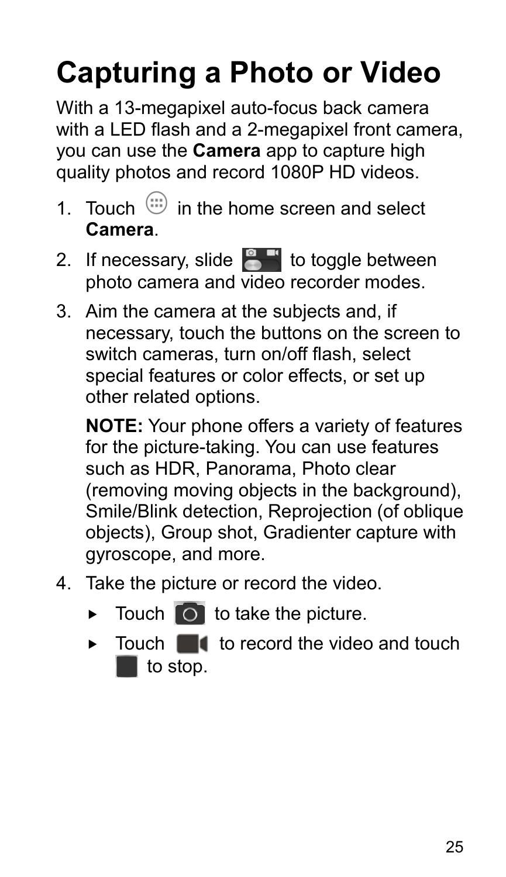# Capturing a Photo or Video

With a 13-megapixel auto-focus back camera with a LED flash and a 2-megapixel front camera, you can use the **Camera** app to capture high quality photos and record 1080P HD videos.

1. Touch in the home screen and select **Camera**.
2. If necessary, slide to toggle between photo camera and video recorder modes.
3. Aim the camera at the subjects and, if necessary, touch the buttons on the screen to switch cameras, turn on/off flash, select special features or color effects, or set up other related options.

   **NOTE:** Your phone offers a variety of features for the picture-taking. You can use features such as HDR, Panorama, Photo clear (removing moving objects in the background), Smile/Blink detection, Reprojection (of oblique objects), Group shot, Gradienter capture with gyroscope, and more.

4. Take the picture or record the video.
   - Touch to take the picture.
   - Touch to record the video and touch to stop.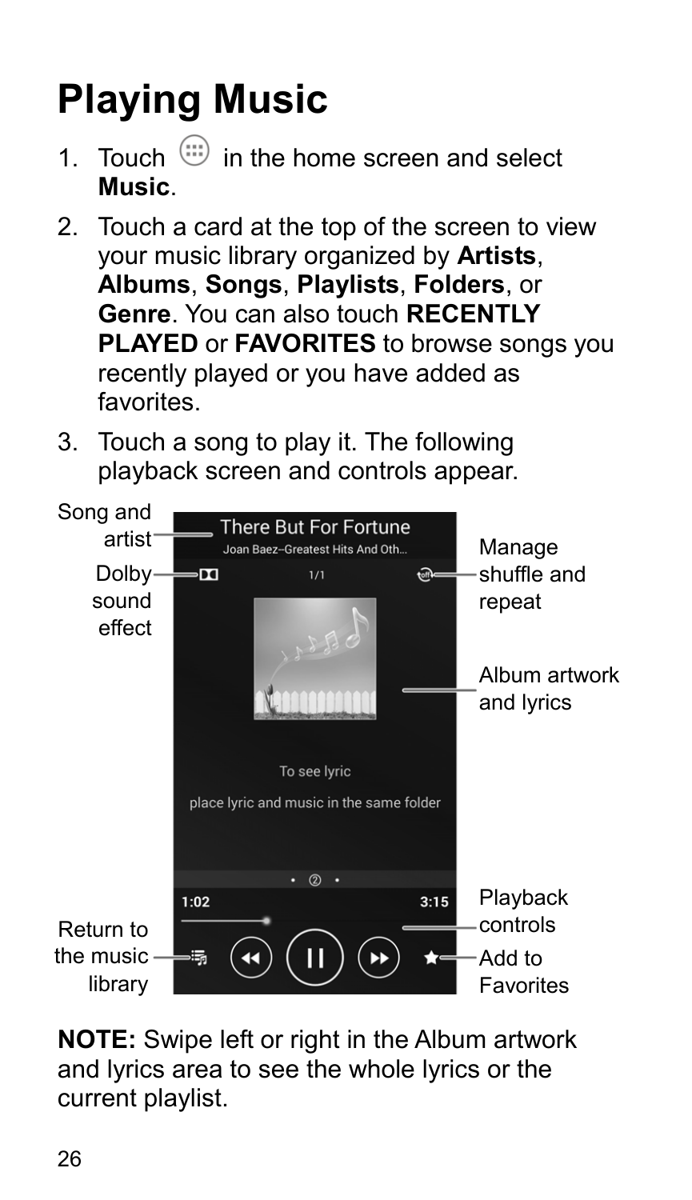# Playing Music

1. Touch ⊕ in the home screen and select **Music**.
2. Touch a card at the top of the screen to view your music library organized by **Artists**, **Albums**, **Songs**, **Playlists**, **Folders**, or **Genre**. You can also touch **RECENTLY PLAYED** or **FAVORITES** to browse songs you recently played or you have added as favorites.
3. Touch a song to play it. The following playback screen and controls appear.

Song and artist

Dolby sound effect

Manage shuffle and repeat

Album artwork and lyrics

Playback controls

Return to the music library

Add to Favorites

**NOTE:** Swipe left or right in the Album artwork and lyrics area to see the whole lyrics or the current playlist.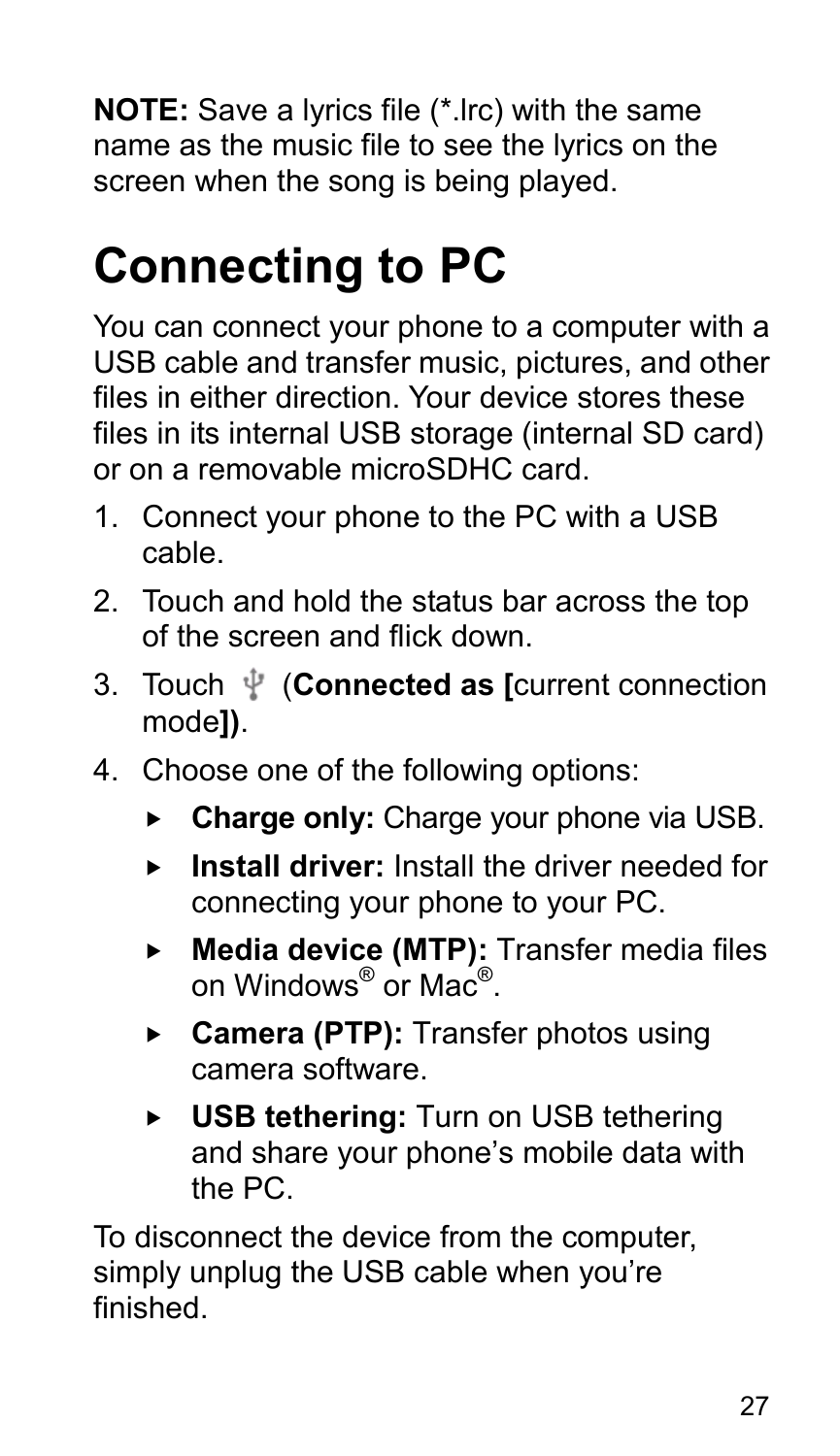**NOTE:** Save a lyrics file (*.lrc) with the same name as the music file to see the lyrics on the screen when the song is being played.

# Connecting to PC

You can connect your phone to a computer with a USB cable and transfer music, pictures, and other files in either direction. Your device stores these files in its internal USB storage (internal SD card) or on a removable microSDHC card.

1. Connect your phone to the PC with a USB cable.
2. Touch and hold the status bar across the top of the screen and flick down.
3. Touch (**Connected as [**current connection mode**])**.
4. Choose one of the following options:
   - **Charge only:** Charge your phone via USB.
   - **Install driver:** Install the driver needed for connecting your phone to your PC.
   - **Media device (MTP):** Transfer media files on Windows® or Mac®.
   - **Camera (PTP):** Transfer photos using camera software.
   - **USB tethering:** Turn on USB tethering and share your phone's mobile data with the PC.

To disconnect the device from the computer, simply unplug the USB cable when you're finished.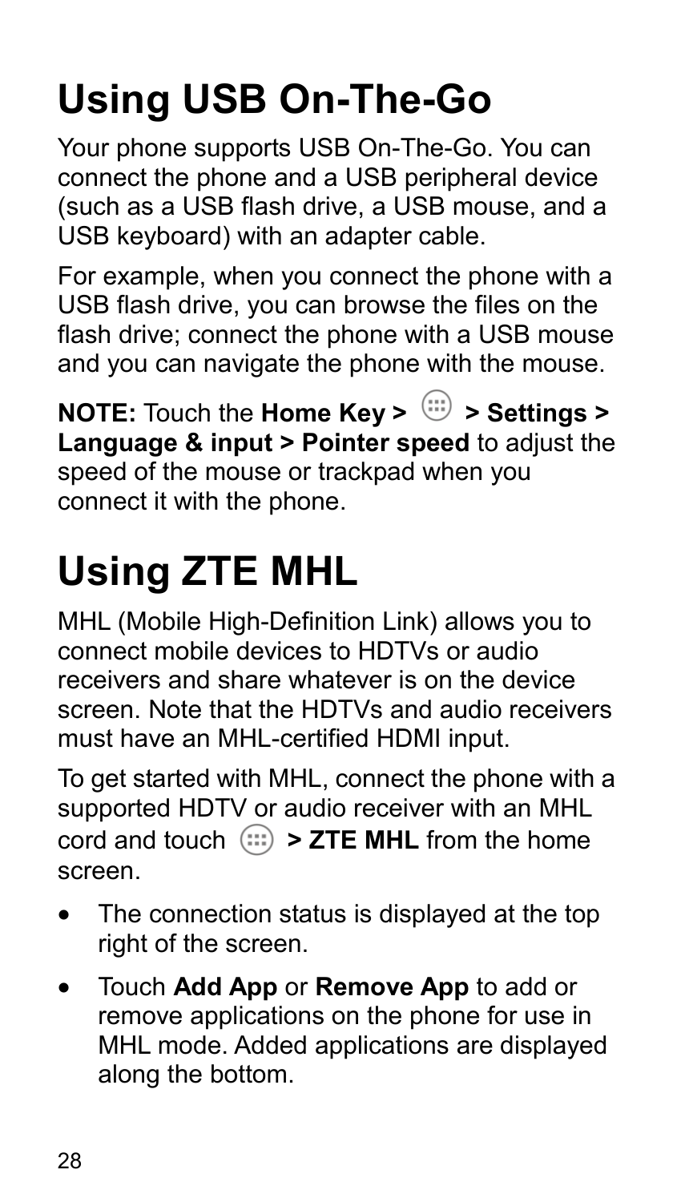# Using USB On-The-Go

Your phone supports USB On-The-Go. You can connect the phone and a USB peripheral device (such as a USB flash drive, a USB mouse, and a USB keyboard) with an adapter cable.

For example, when you connect the phone with a USB flash drive, you can browse the files on the flash drive; connect the phone with a USB mouse and you can navigate the phone with the mouse.

**NOTE:** Touch the **Home Key >** **> Settings > Language & input > Pointer speed** to adjust the speed of the mouse or trackpad when you connect it with the phone.

# Using ZTE MHL

MHL (Mobile High-Definition Link) allows you to connect mobile devices to HDTVs or audio receivers and share whatever is on the device screen. Note that the HDTVs and audio receivers must have an MHL-certified HDMI input.

To get started with MHL, connect the phone with a supported HDTV or audio receiver with an MHL cord and touch **> ZTE MHL** from the home screen.

- The connection status is displayed at the top right of the screen.
- Touch **Add App** or **Remove App** to add or remove applications on the phone for use in MHL mode. Added applications are displayed along the bottom.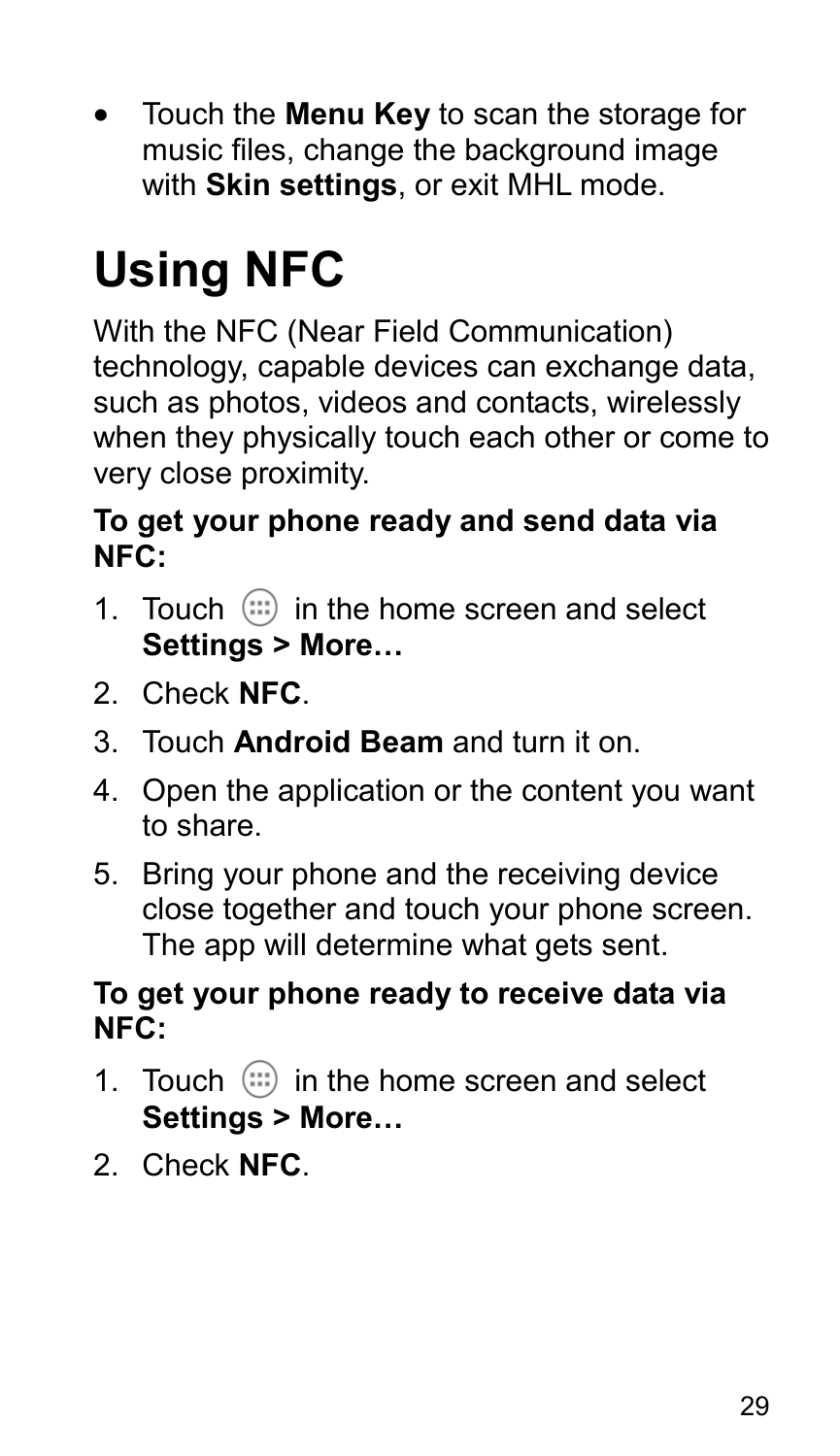- Touch the **Menu Key** to scan the storage for music files, change the background image with **Skin settings**, or exit MHL mode.

# Using NFC

With the NFC (Near Field Communication) technology, capable devices can exchange data, such as photos, videos and contacts, wirelessly when they physically touch each other or come to very close proximity.

**To get your phone ready and send data via NFC:**

1. Touch in the home screen and select **Settings > More…**
2. Check **NFC**.
3. Touch **Android Beam** and turn it on.
4. Open the application or the content you want to share.
5. Bring your phone and the receiving device close together and touch your phone screen. The app will determine what gets sent.

**To get your phone ready to receive data via NFC:**

1. Touch in the home screen and select **Settings > More…**
2. Check **NFC**.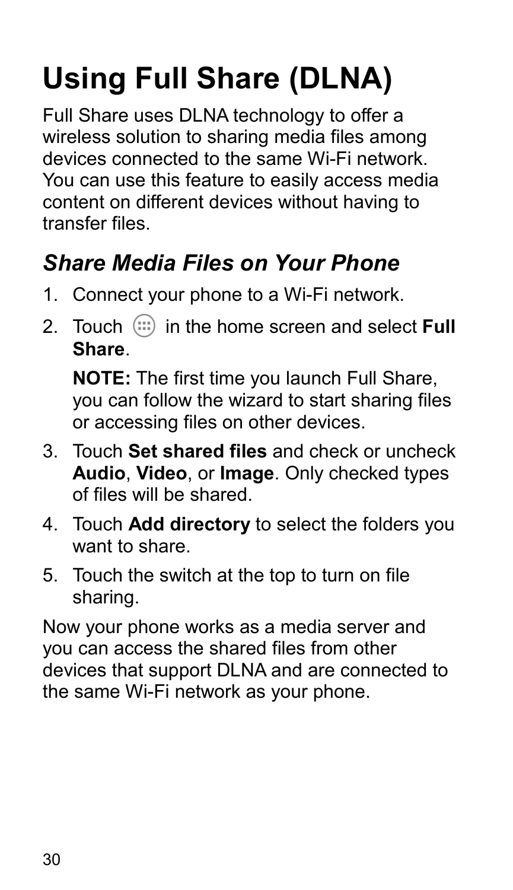# Using Full Share (DLNA)

Full Share uses DLNA technology to offer a wireless solution to sharing media files among devices connected to the same Wi-Fi network. You can use this feature to easily access media content on different devices without having to transfer files.

## *Share Media Files on Your Phone*

1. Connect your phone to a Wi-Fi network.
2. Touch in the home screen and select **Full Share**.

   **NOTE:** The first time you launch Full Share, you can follow the wizard to start sharing files or accessing files on other devices.

3. Touch **Set shared files** and check or uncheck **Audio**, **Video**, or **Image**. Only checked types of files will be shared.
4. Touch **Add directory** to select the folders you want to share.
5. Touch the switch at the top to turn on file sharing.

Now your phone works as a media server and you can access the shared files from other devices that support DLNA and are connected to the same Wi-Fi network as your phone.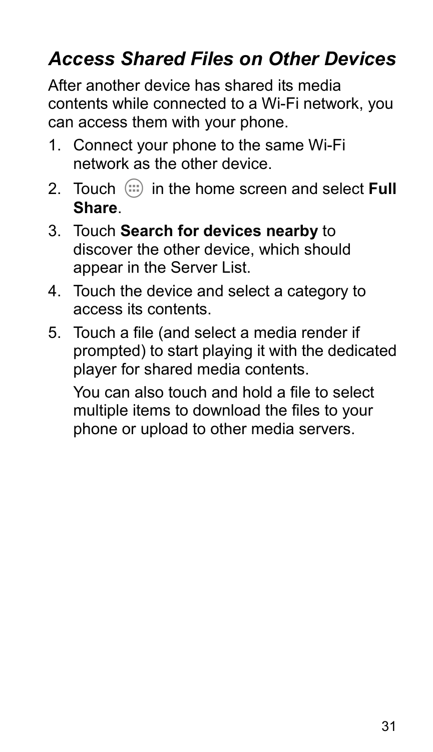## *Access Shared Files on Other Devices*

After another device has shared its media contents while connected to a Wi-Fi network, you can access them with your phone.

1. Connect your phone to the same Wi-Fi network as the other device.
2. Touch  in the home screen and select **Full Share**.
3. Touch **Search for devices nearby** to discover the other device, which should appear in the Server List.
4. Touch the device and select a category to access its contents.
5. Touch a file (and select a media render if prompted) to start playing it with the dedicated player for shared media contents.

   You can also touch and hold a file to select multiple items to download the files to your phone or upload to other media servers.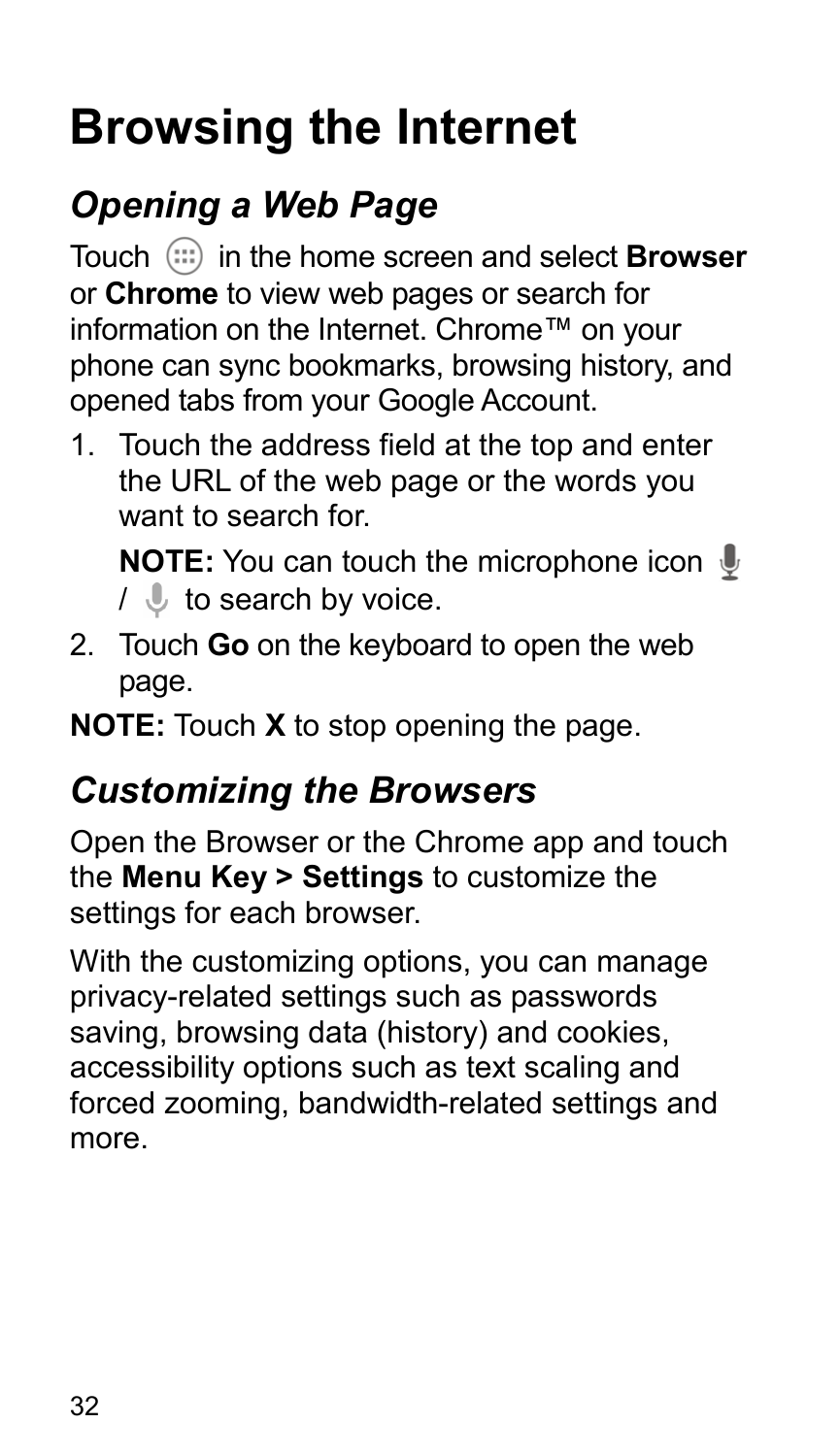# Browsing the Internet

## *Opening a Web Page*

Touch in the home screen and select **Browser** or **Chrome** to view web pages or search for information on the Internet. Chrome™ on your phone can sync bookmarks, browsing history, and opened tabs from your Google Account.

1. Touch the address field at the top and enter the URL of the web page or the words you want to search for.

   **NOTE:** You can touch the microphone icon / to search by voice.

2. Touch **Go** on the keyboard to open the web page.

**NOTE:** Touch **X** to stop opening the page.

## *Customizing the Browsers*

Open the Browser or the Chrome app and touch the **Menu Key > Settings** to customize the settings for each browser.

With the customizing options, you can manage privacy-related settings such as passwords saving, browsing data (history) and cookies, accessibility options such as text scaling and forced zooming, bandwidth-related settings and more.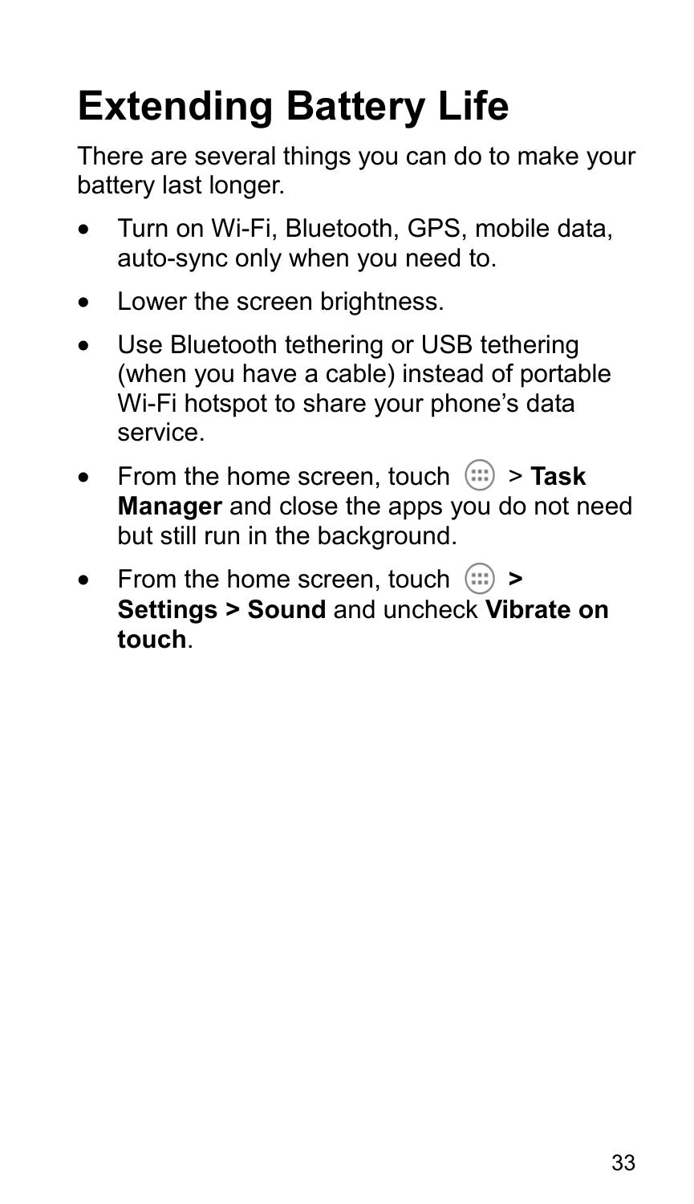# Extending Battery Life

There are several things you can do to make your battery last longer.

- Turn on Wi-Fi, Bluetooth, GPS, mobile data, auto-sync only when you need to.
- Lower the screen brightness.
- Use Bluetooth tethering or USB tethering (when you have a cable) instead of portable Wi-Fi hotspot to share your phone's data service.
- From the home screen, touch > **Task Manager** and close the apps you do not need but still run in the background.
- From the home screen, touch **> Settings > Sound** and uncheck **Vibrate on touch**.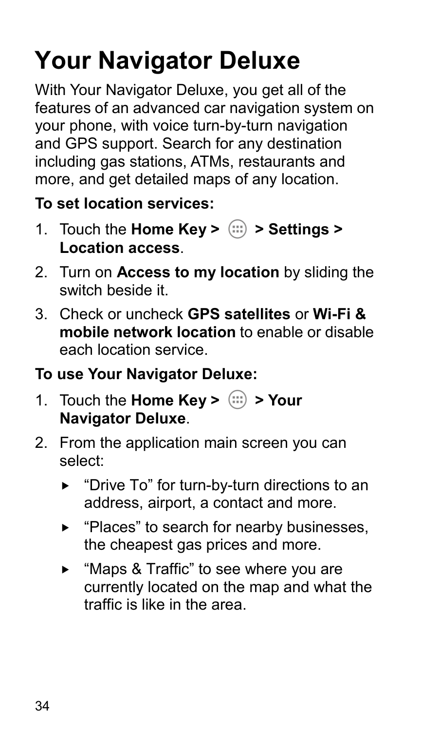# Your Navigator Deluxe

With Your Navigator Deluxe, you get all of the features of an advanced car navigation system on your phone, with voice turn-by-turn navigation and GPS support. Search for any destination including gas stations, ATMs, restaurants and more, and get detailed maps of any location.

**To set location services:**

1. Touch the **Home Key >** (⋯) **> Settings > Location access**.
2. Turn on **Access to my location** by sliding the switch beside it.
3. Check or uncheck **GPS satellites** or **Wi-Fi & mobile network location** to enable or disable each location service.

**To use Your Navigator Deluxe:**

1. Touch the **Home Key >** (⋯) **> Your Navigator Deluxe**.
2. From the application main screen you can select:
   - "Drive To" for turn-by-turn directions to an address, airport, a contact and more.
   - "Places" to search for nearby businesses, the cheapest gas prices and more.
   - "Maps & Traffic" to see where you are currently located on the map and what the traffic is like in the area.